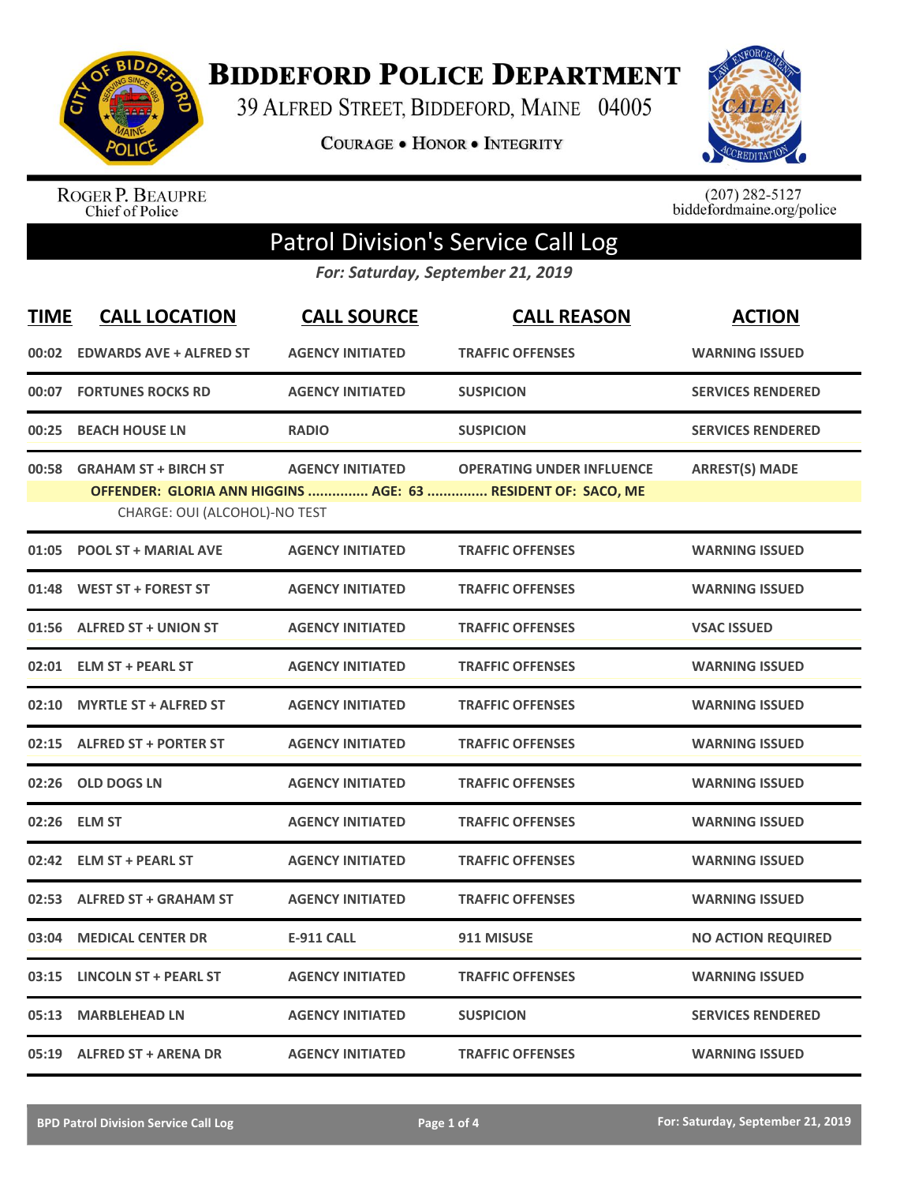# Biddeford Police Department

39 Alfred Street, Biddeford, Maine 04005

Courage • Honor • Integrity

Roger P. Beaupre
Chief of Police

(207) 282-5127
biddefordmaine.org/police

## Patrol Division's Service Call Log

*For: Saturday, September 21, 2019*

| TIME | CALL LOCATION | CALL SOURCE | CALL REASON | ACTION |
|---|---|---|---|---|
| 00:02 | EDWARDS AVE + ALFRED ST | AGENCY INITIATED | TRAFFIC OFFENSES | WARNING ISSUED |
| 00:07 | FORTUNES ROCKS RD | AGENCY INITIATED | SUSPICION | SERVICES RENDERED |
| 00:25 | BEACH HOUSE LN | RADIO | SUSPICION | SERVICES RENDERED |
| 00:58 | GRAHAM ST + BIRCH ST | AGENCY INITIATED | OPERATING UNDER INFLUENCE | ARREST(S) MADE |
| | OFFENDER: GLORIA ANN HIGGINS ............... AGE: 63 ............... RESIDENT OF: SACO, ME | | | |
| | CHARGE: OUI (ALCOHOL)-NO TEST | | | |
| 01:05 | POOL ST + MARIAL AVE | AGENCY INITIATED | TRAFFIC OFFENSES | WARNING ISSUED |
| 01:48 | WEST ST + FOREST ST | AGENCY INITIATED | TRAFFIC OFFENSES | WARNING ISSUED |
| 01:56 | ALFRED ST + UNION ST | AGENCY INITIATED | TRAFFIC OFFENSES | VSAC ISSUED |
| 02:01 | ELM ST + PEARL ST | AGENCY INITIATED | TRAFFIC OFFENSES | WARNING ISSUED |
| 02:10 | MYRTLE ST + ALFRED ST | AGENCY INITIATED | TRAFFIC OFFENSES | WARNING ISSUED |
| 02:15 | ALFRED ST + PORTER ST | AGENCY INITIATED | TRAFFIC OFFENSES | WARNING ISSUED |
| 02:26 | OLD DOGS LN | AGENCY INITIATED | TRAFFIC OFFENSES | WARNING ISSUED |
| 02:26 | ELM ST | AGENCY INITIATED | TRAFFIC OFFENSES | WARNING ISSUED |
| 02:42 | ELM ST + PEARL ST | AGENCY INITIATED | TRAFFIC OFFENSES | WARNING ISSUED |
| 02:53 | ALFRED ST + GRAHAM ST | AGENCY INITIATED | TRAFFIC OFFENSES | WARNING ISSUED |
| 03:04 | MEDICAL CENTER DR | E-911 CALL | 911 MISUSE | NO ACTION REQUIRED |
| 03:15 | LINCOLN ST + PEARL ST | AGENCY INITIATED | TRAFFIC OFFENSES | WARNING ISSUED |
| 05:13 | MARBLEHEAD LN | AGENCY INITIATED | SUSPICION | SERVICES RENDERED |
| 05:19 | ALFRED ST + ARENA DR | AGENCY INITIATED | TRAFFIC OFFENSES | WARNING ISSUED |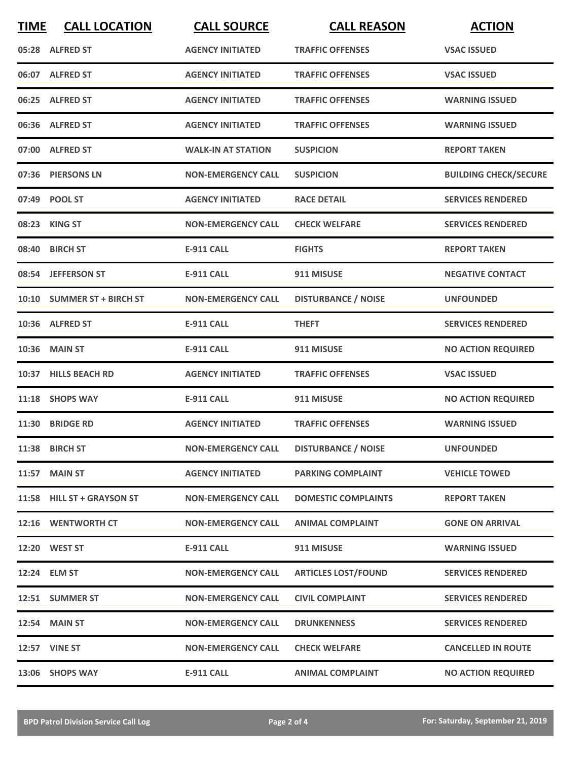| TIME | CALL LOCATION | CALL SOURCE | CALL REASON | ACTION |
|---|---|---|---|---|
| 05:28 | ALFRED ST | AGENCY INITIATED | TRAFFIC OFFENSES | VSAC ISSUED |
| 06:07 | ALFRED ST | AGENCY INITIATED | TRAFFIC OFFENSES | VSAC ISSUED |
| 06:25 | ALFRED ST | AGENCY INITIATED | TRAFFIC OFFENSES | WARNING ISSUED |
| 06:36 | ALFRED ST | AGENCY INITIATED | TRAFFIC OFFENSES | WARNING ISSUED |
| 07:00 | ALFRED ST | WALK-IN AT STATION | SUSPICION | REPORT TAKEN |
| 07:36 | PIERSONS LN | NON-EMERGENCY CALL | SUSPICION | BUILDING CHECK/SECURE |
| 07:49 | POOL ST | AGENCY INITIATED | RACE DETAIL | SERVICES RENDERED |
| 08:23 | KING ST | NON-EMERGENCY CALL | CHECK WELFARE | SERVICES RENDERED |
| 08:40 | BIRCH ST | E-911 CALL | FIGHTS | REPORT TAKEN |
| 08:54 | JEFFERSON ST | E-911 CALL | 911 MISUSE | NEGATIVE CONTACT |
| 10:10 | SUMMER ST + BIRCH ST | NON-EMERGENCY CALL | DISTURBANCE / NOISE | UNFOUNDED |
| 10:36 | ALFRED ST | E-911 CALL | THEFT | SERVICES RENDERED |
| 10:36 | MAIN ST | E-911 CALL | 911 MISUSE | NO ACTION REQUIRED |
| 10:37 | HILLS BEACH RD | AGENCY INITIATED | TRAFFIC OFFENSES | VSAC ISSUED |
| 11:18 | SHOPS WAY | E-911 CALL | 911 MISUSE | NO ACTION REQUIRED |
| 11:30 | BRIDGE RD | AGENCY INITIATED | TRAFFIC OFFENSES | WARNING ISSUED |
| 11:38 | BIRCH ST | NON-EMERGENCY CALL | DISTURBANCE / NOISE | UNFOUNDED |
| 11:57 | MAIN ST | AGENCY INITIATED | PARKING COMPLAINT | VEHICLE TOWED |
| 11:58 | HILL ST + GRAYSON ST | NON-EMERGENCY CALL | DOMESTIC COMPLAINTS | REPORT TAKEN |
| 12:16 | WENTWORTH CT | NON-EMERGENCY CALL | ANIMAL COMPLAINT | GONE ON ARRIVAL |
| 12:20 | WEST ST | E-911 CALL | 911 MISUSE | WARNING ISSUED |
| 12:24 | ELM ST | NON-EMERGENCY CALL | ARTICLES LOST/FOUND | SERVICES RENDERED |
| 12:51 | SUMMER ST | NON-EMERGENCY CALL | CIVIL COMPLAINT | SERVICES RENDERED |
| 12:54 | MAIN ST | NON-EMERGENCY CALL | DRUNKENNESS | SERVICES RENDERED |
| 12:57 | VINE ST | NON-EMERGENCY CALL | CHECK WELFARE | CANCELLED IN ROUTE |
| 13:06 | SHOPS WAY | E-911 CALL | ANIMAL COMPLAINT | NO ACTION REQUIRED |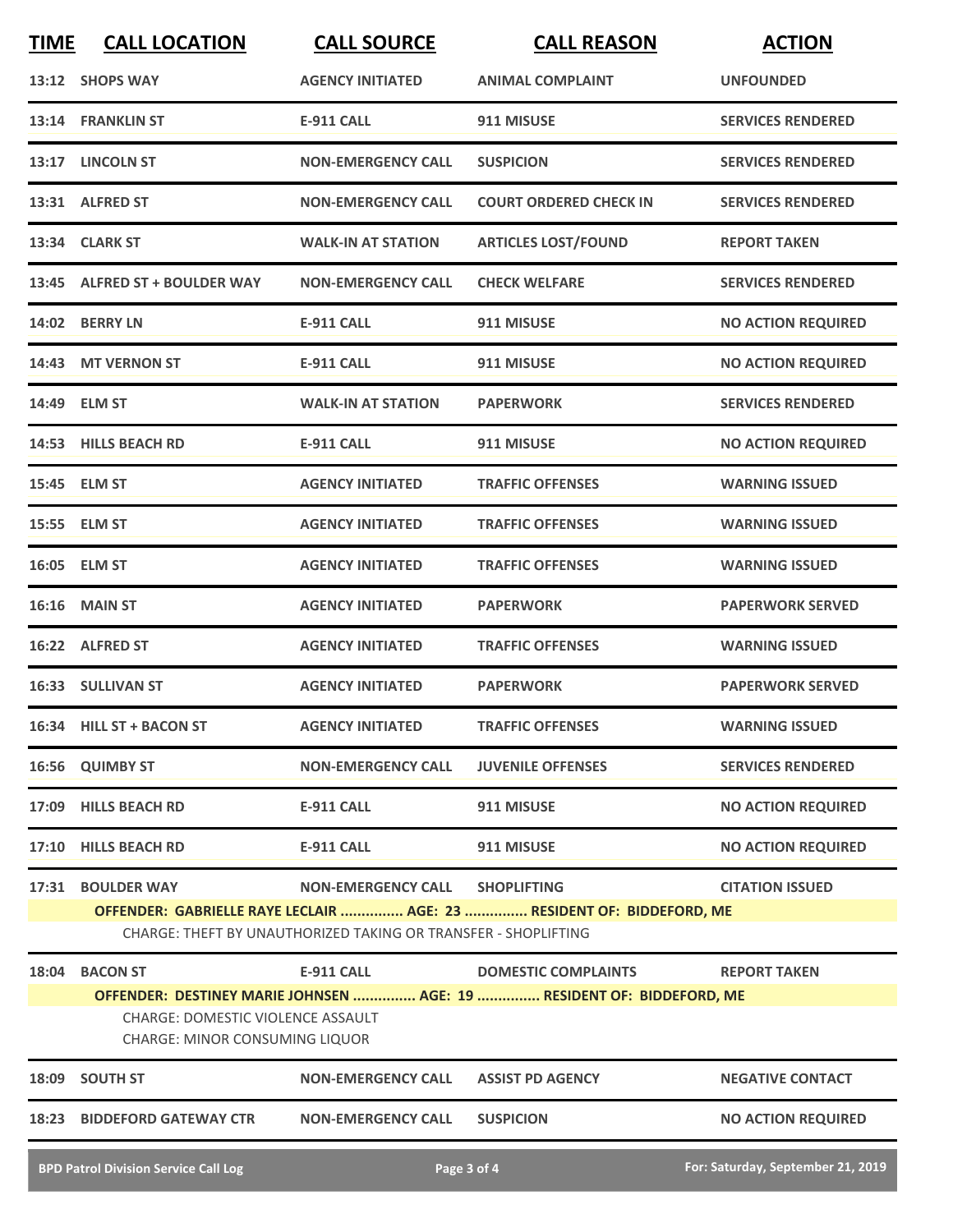| TIME | CALL LOCATION | CALL SOURCE | CALL REASON | ACTION |
|---|---|---|---|---|
| 13:12 | SHOPS WAY | AGENCY INITIATED | ANIMAL COMPLAINT | UNFOUNDED |
| 13:14 | FRANKLIN ST | E-911 CALL | 911 MISUSE | SERVICES RENDERED |
| 13:17 | LINCOLN ST | NON-EMERGENCY CALL | SUSPICION | SERVICES RENDERED |
| 13:31 | ALFRED ST | NON-EMERGENCY CALL | COURT ORDERED CHECK IN | SERVICES RENDERED |
| 13:34 | CLARK ST | WALK-IN AT STATION | ARTICLES LOST/FOUND | REPORT TAKEN |
| 13:45 | ALFRED ST + BOULDER WAY | NON-EMERGENCY CALL | CHECK WELFARE | SERVICES RENDERED |
| 14:02 | BERRY LN | E-911 CALL | 911 MISUSE | NO ACTION REQUIRED |
| 14:43 | MT VERNON ST | E-911 CALL | 911 MISUSE | NO ACTION REQUIRED |
| 14:49 | ELM ST | WALK-IN AT STATION | PAPERWORK | SERVICES RENDERED |
| 14:53 | HILLS BEACH RD | E-911 CALL | 911 MISUSE | NO ACTION REQUIRED |
| 15:45 | ELM ST | AGENCY INITIATED | TRAFFIC OFFENSES | WARNING ISSUED |
| 15:55 | ELM ST | AGENCY INITIATED | TRAFFIC OFFENSES | WARNING ISSUED |
| 16:05 | ELM ST | AGENCY INITIATED | TRAFFIC OFFENSES | WARNING ISSUED |
| 16:16 | MAIN ST | AGENCY INITIATED | PAPERWORK | PAPERWORK SERVED |
| 16:22 | ALFRED ST | AGENCY INITIATED | TRAFFIC OFFENSES | WARNING ISSUED |
| 16:33 | SULLIVAN ST | AGENCY INITIATED | PAPERWORK | PAPERWORK SERVED |
| 16:34 | HILL ST + BACON ST | AGENCY INITIATED | TRAFFIC OFFENSES | WARNING ISSUED |
| 16:56 | QUIMBY ST | NON-EMERGENCY CALL | JUVENILE OFFENSES | SERVICES RENDERED |
| 17:09 | HILLS BEACH RD | E-911 CALL | 911 MISUSE | NO ACTION REQUIRED |
| 17:10 | HILLS BEACH RD | E-911 CALL | 911 MISUSE | NO ACTION REQUIRED |
| 17:31 | BOULDER WAY | NON-EMERGENCY CALL | SHOPLIFTING | CITATION ISSUED |
| | **OFFENDER: GABRIELLE RAYE LECLAIR ............... AGE: 23 ............... RESIDENT OF: BIDDEFORD, ME** | | | |
| | CHARGE: THEFT BY UNAUTHORIZED TAKING OR TRANSFER - SHOPLIFTING | | | |
| 18:04 | BACON ST | E-911 CALL | DOMESTIC COMPLAINTS | REPORT TAKEN |
| | **OFFENDER: DESTINEY MARIE JOHNSEN ............... AGE: 19 ............... RESIDENT OF: BIDDEFORD, ME** | | | |
| | CHARGE: DOMESTIC VIOLENCE ASSAULT | | | |
| | CHARGE: MINOR CONSUMING LIQUOR | | | |
| 18:09 | SOUTH ST | NON-EMERGENCY CALL | ASSIST PD AGENCY | NEGATIVE CONTACT |
| 18:23 | BIDDEFORD GATEWAY CTR | NON-EMERGENCY CALL | SUSPICION | NO ACTION REQUIRED |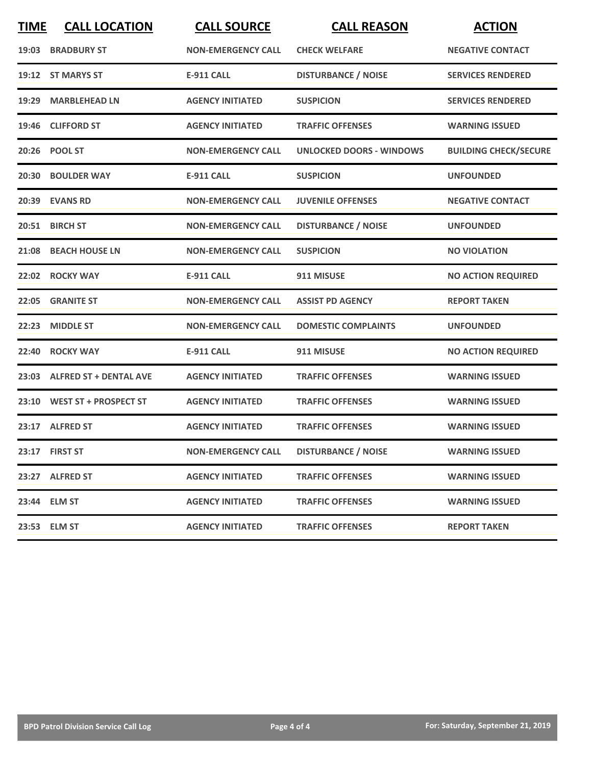| TIME | CALL LOCATION | CALL SOURCE | CALL REASON | ACTION |
|---|---|---|---|---|
| 19:03 | BRADBURY ST | NON-EMERGENCY CALL | CHECK WELFARE | NEGATIVE CONTACT |
| 19:12 | ST MARYS ST | E-911 CALL | DISTURBANCE / NOISE | SERVICES RENDERED |
| 19:29 | MARBLEHEAD LN | AGENCY INITIATED | SUSPICION | SERVICES RENDERED |
| 19:46 | CLIFFORD ST | AGENCY INITIATED | TRAFFIC OFFENSES | WARNING ISSUED |
| 20:26 | POOL ST | NON-EMERGENCY CALL | UNLOCKED DOORS - WINDOWS | BUILDING CHECK/SECURE |
| 20:30 | BOULDER WAY | E-911 CALL | SUSPICION | UNFOUNDED |
| 20:39 | EVANS RD | NON-EMERGENCY CALL | JUVENILE OFFENSES | NEGATIVE CONTACT |
| 20:51 | BIRCH ST | NON-EMERGENCY CALL | DISTURBANCE / NOISE | UNFOUNDED |
| 21:08 | BEACH HOUSE LN | NON-EMERGENCY CALL | SUSPICION | NO VIOLATION |
| 22:02 | ROCKY WAY | E-911 CALL | 911 MISUSE | NO ACTION REQUIRED |
| 22:05 | GRANITE ST | NON-EMERGENCY CALL | ASSIST PD AGENCY | REPORT TAKEN |
| 22:23 | MIDDLE ST | NON-EMERGENCY CALL | DOMESTIC COMPLAINTS | UNFOUNDED |
| 22:40 | ROCKY WAY | E-911 CALL | 911 MISUSE | NO ACTION REQUIRED |
| 23:03 | ALFRED ST + DENTAL AVE | AGENCY INITIATED | TRAFFIC OFFENSES | WARNING ISSUED |
| 23:10 | WEST ST + PROSPECT ST | AGENCY INITIATED | TRAFFIC OFFENSES | WARNING ISSUED |
| 23:17 | ALFRED ST | AGENCY INITIATED | TRAFFIC OFFENSES | WARNING ISSUED |
| 23:17 | FIRST ST | NON-EMERGENCY CALL | DISTURBANCE / NOISE | WARNING ISSUED |
| 23:27 | ALFRED ST | AGENCY INITIATED | TRAFFIC OFFENSES | WARNING ISSUED |
| 23:44 | ELM ST | AGENCY INITIATED | TRAFFIC OFFENSES | WARNING ISSUED |
| 23:53 | ELM ST | AGENCY INITIATED | TRAFFIC OFFENSES | REPORT TAKEN |